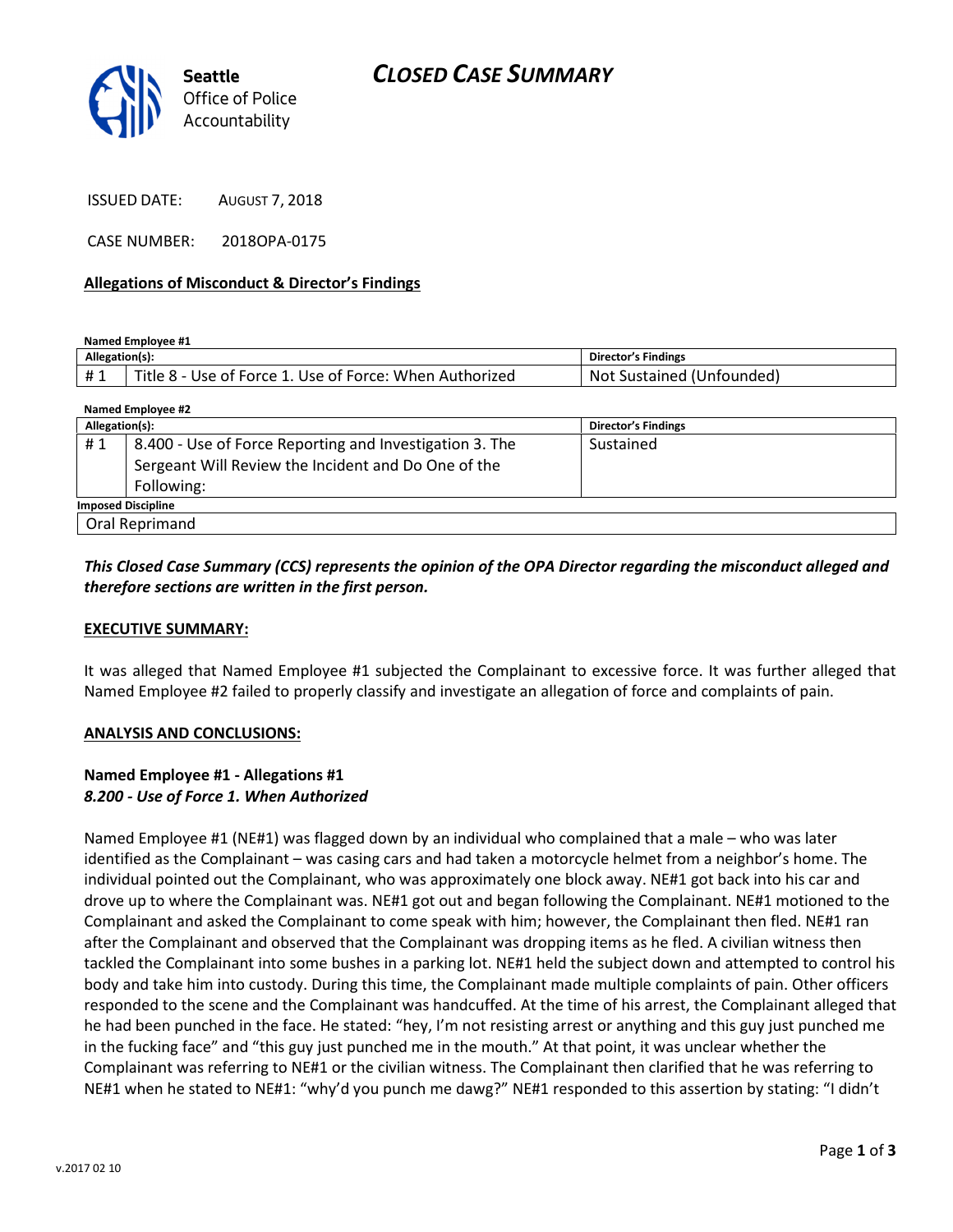# CLOSED CASE SUMMARY

Seattle Office of Police Accountability

ISSUED DATE: AUGUST 7, 2018

CASE NUMBER: 2018OPA-0175

**Allegations of Misconduct & Director's Findings**

**Named Employee #1**

| Allegation(s): | | Director's Findings |
|---|---|---|
| # 1 | Title 8 - Use of Force 1. Use of Force: When Authorized | Not Sustained (Unfounded) |

**Named Employee #2**

| Allegation(s): | | Director's Findings |
|---|---|---|
| # 1 | 8.400 - Use of Force Reporting and Investigation 3. The Sergeant Will Review the Incident and Do One of the Following: | Sustained |
| **Imposed Discipline** | | |
| Oral Reprimand | | |

***This Closed Case Summary (CCS) represents the opinion of the OPA Director regarding the misconduct alleged and therefore sections are written in the first person.***

**EXECUTIVE SUMMARY:**

It was alleged that Named Employee #1 subjected the Complainant to excessive force. It was further alleged that Named Employee #2 failed to properly classify and investigate an allegation of force and complaints of pain.

**ANALYSIS AND CONCLUSIONS:**

**Named Employee #1 - Allegations #1**
***8.200 - Use of Force 1. When Authorized***

Named Employee #1 (NE#1) was flagged down by an individual who complained that a male – who was later identified as the Complainant – was casing cars and had taken a motorcycle helmet from a neighbor's home. The individual pointed out the Complainant, who was approximately one block away. NE#1 got back into his car and drove up to where the Complainant was. NE#1 got out and began following the Complainant. NE#1 motioned to the Complainant and asked the Complainant to come speak with him; however, the Complainant then fled. NE#1 ran after the Complainant and observed that the Complainant was dropping items as he fled. A civilian witness then tackled the Complainant into some bushes in a parking lot. NE#1 held the subject down and attempted to control his body and take him into custody. During this time, the Complainant made multiple complaints of pain. Other officers responded to the scene and the Complainant was handcuffed. At the time of his arrest, the Complainant alleged that he had been punched in the face. He stated: "hey, I'm not resisting arrest or anything and this guy just punched me in the fucking face" and "this guy just punched me in the mouth." At that point, it was unclear whether the Complainant was referring to NE#1 or the civilian witness. The Complainant then clarified that he was referring to NE#1 when he stated to NE#1: "why'd you punch me dawg?" NE#1 responded to this assertion by stating: "I didn't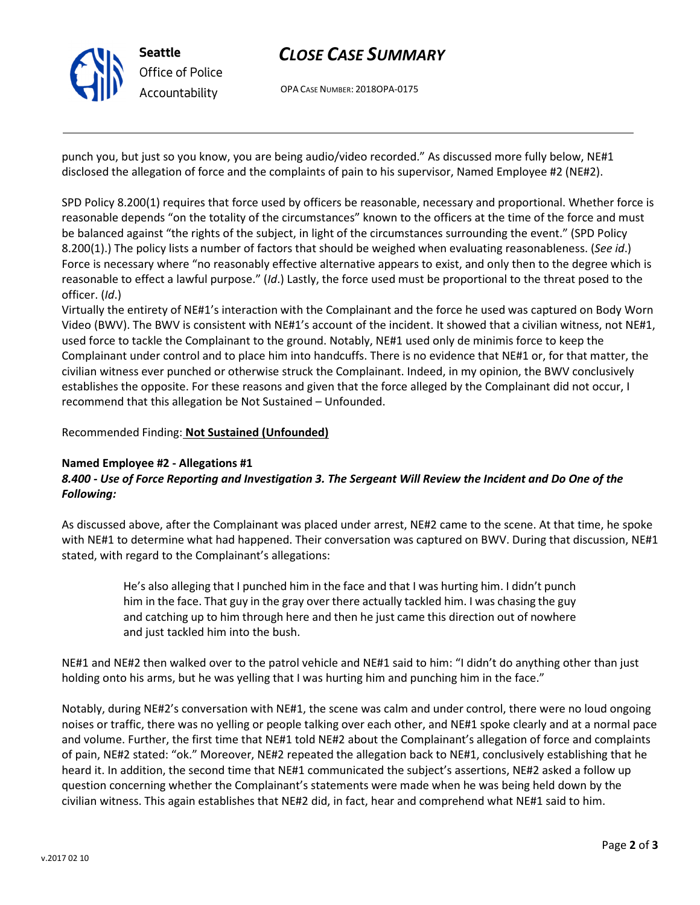punch you, but just so you know, you are being audio/video recorded." As discussed more fully below, NE#1 disclosed the allegation of force and the complaints of pain to his supervisor, Named Employee #2 (NE#2).

SPD Policy 8.200(1) requires that force used by officers be reasonable, necessary and proportional. Whether force is reasonable depends "on the totality of the circumstances" known to the officers at the time of the force and must be balanced against "the rights of the subject, in light of the circumstances surrounding the event." (SPD Policy 8.200(1).) The policy lists a number of factors that should be weighed when evaluating reasonableness. (*See id*.) Force is necessary where "no reasonably effective alternative appears to exist, and only then to the degree which is reasonable to effect a lawful purpose." (*Id*.) Lastly, the force used must be proportional to the threat posed to the officer. (*Id*.)

Virtually the entirety of NE#1's interaction with the Complainant and the force he used was captured on Body Worn Video (BWV). The BWV is consistent with NE#1's account of the incident. It showed that a civilian witness, not NE#1, used force to tackle the Complainant to the ground. Notably, NE#1 used only de minimis force to keep the Complainant under control and to place him into handcuffs. There is no evidence that NE#1 or, for that matter, the civilian witness ever punched or otherwise struck the Complainant. Indeed, in my opinion, the BWV conclusively establishes the opposite. For these reasons and given that the force alleged by the Complainant did not occur, I recommend that this allegation be Not Sustained – Unfounded.

Recommended Finding: **Not Sustained (Unfounded)**

**Named Employee #2 - Allegations #1**
***8.400 - Use of Force Reporting and Investigation 3. The Sergeant Will Review the Incident and Do One of the Following:***

As discussed above, after the Complainant was placed under arrest, NE#2 came to the scene. At that time, he spoke with NE#1 to determine what had happened. Their conversation was captured on BWV. During that discussion, NE#1 stated, with regard to the Complainant's allegations:

> He's also alleging that I punched him in the face and that I was hurting him. I didn't punch him in the face. That guy in the gray over there actually tackled him. I was chasing the guy and catching up to him through here and then he just came this direction out of nowhere and just tackled him into the bush.

NE#1 and NE#2 then walked over to the patrol vehicle and NE#1 said to him: "I didn't do anything other than just holding onto his arms, but he was yelling that I was hurting him and punching him in the face."

Notably, during NE#2's conversation with NE#1, the scene was calm and under control, there were no loud ongoing noises or traffic, there was no yelling or people talking over each other, and NE#1 spoke clearly and at a normal pace and volume. Further, the first time that NE#1 told NE#2 about the Complainant's allegation of force and complaints of pain, NE#2 stated: "ok." Moreover, NE#2 repeated the allegation back to NE#1, conclusively establishing that he heard it. In addition, the second time that NE#1 communicated the subject's assertions, NE#2 asked a follow up question concerning whether the Complainant's statements were made when he was being held down by the civilian witness. This again establishes that NE#2 did, in fact, hear and comprehend what NE#1 said to him.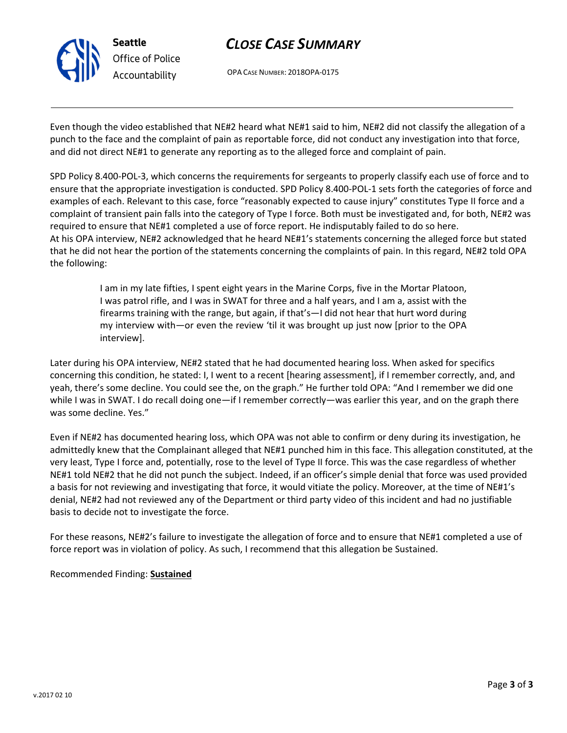Even though the video established that NE#2 heard what NE#1 said to him, NE#2 did not classify the allegation of a punch to the face and the complaint of pain as reportable force, did not conduct any investigation into that force, and did not direct NE#1 to generate any reporting as to the alleged force and complaint of pain.

SPD Policy 8.400-POL-3, which concerns the requirements for sergeants to properly classify each use of force and to ensure that the appropriate investigation is conducted. SPD Policy 8.400-POL-1 sets forth the categories of force and examples of each. Relevant to this case, force "reasonably expected to cause injury" constitutes Type II force and a complaint of transient pain falls into the category of Type I force. Both must be investigated and, for both, NE#2 was required to ensure that NE#1 completed a use of force report. He indisputably failed to do so here.
At his OPA interview, NE#2 acknowledged that he heard NE#1's statements concerning the alleged force but stated that he did not hear the portion of the statements concerning the complaints of pain. In this regard, NE#2 told OPA the following:

> I am in my late fifties, I spent eight years in the Marine Corps, five in the Mortar Platoon, I was patrol rifle, and I was in SWAT for three and a half years, and I am a, assist with the firearms training with the range, but again, if that's—I did not hear that hurt word during my interview with—or even the review 'til it was brought up just now [prior to the OPA interview].

Later during his OPA interview, NE#2 stated that he had documented hearing loss. When asked for specifics concerning this condition, he stated: I, I went to a recent [hearing assessment], if I remember correctly, and, and yeah, there's some decline. You could see the, on the graph." He further told OPA: "And I remember we did one while I was in SWAT. I do recall doing one—if I remember correctly—was earlier this year, and on the graph there was some decline. Yes."

Even if NE#2 has documented hearing loss, which OPA was not able to confirm or deny during its investigation, he admittedly knew that the Complainant alleged that NE#1 punched him in this face. This allegation constituted, at the very least, Type I force and, potentially, rose to the level of Type II force. This was the case regardless of whether NE#1 told NE#2 that he did not punch the subject. Indeed, if an officer's simple denial that force was used provided a basis for not reviewing and investigating that force, it would vitiate the policy. Moreover, at the time of NE#1's denial, NE#2 had not reviewed any of the Department or third party video of this incident and had no justifiable basis to decide not to investigate the force.

For these reasons, NE#2's failure to investigate the allegation of force and to ensure that NE#1 completed a use of force report was in violation of policy. As such, I recommend that this allegation be Sustained.

Recommended Finding: **Sustained**